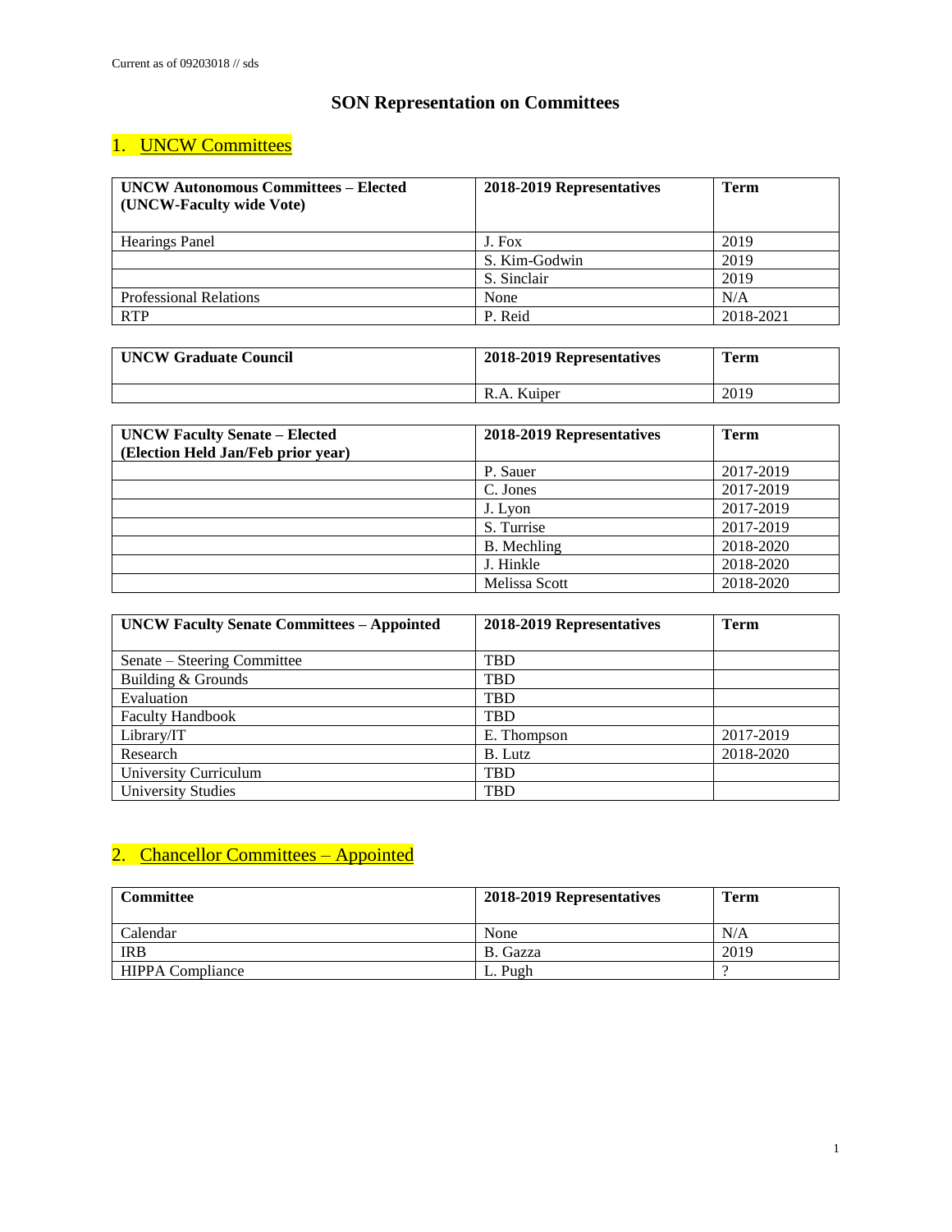Current as of 09203018 // sds

# SON Representation on Committees

## 1. UNCW Committees

| **UNCW Autonomous Committees – Elected (UNCW-Faculty wide Vote)** | **2018-2019 Representatives** | **Term** |
|---|---|---|
| Hearings Panel | J. Fox | 2019 |
| | S. Kim-Godwin | 2019 |
| | S. Sinclair | 2019 |
| Professional Relations | None | N/A |
| RTP | P. Reid | 2018-2021 |

| **UNCW Graduate Council** | **2018-2019 Representatives** | **Term** |
|---|---|---|
| | R.A. Kuiper | 2019 |

| **UNCW Faculty Senate – Elected (Election Held Jan/Feb prior year)** | **2018-2019 Representatives** | **Term** |
|---|---|---|
| | P. Sauer | 2017-2019 |
| | C. Jones | 2017-2019 |
| | J. Lyon | 2017-2019 |
| | S. Turrise | 2017-2019 |
| | B. Mechling | 2018-2020 |
| | J. Hinkle | 2018-2020 |
| | Melissa Scott | 2018-2020 |

| **UNCW Faculty Senate Committees – Appointed** | **2018-2019 Representatives** | **Term** |
|---|---|---|
| Senate – Steering Committee | TBD | |
| Building & Grounds | TBD | |
| Evaluation | TBD | |
| Faculty Handbook | TBD | |
| Library/IT | E. Thompson | 2017-2019 |
| Research | B. Lutz | 2018-2020 |
| University Curriculum | TBD | |
| University Studies | TBD | |

## 2. Chancellor Committees – Appointed

| **Committee** | **2018-2019 Representatives** | **Term** |
|---|---|---|
| Calendar | None | N/A |
| IRB | B. Gazza | 2019 |
| HIPPA Compliance | L. Pugh | ? |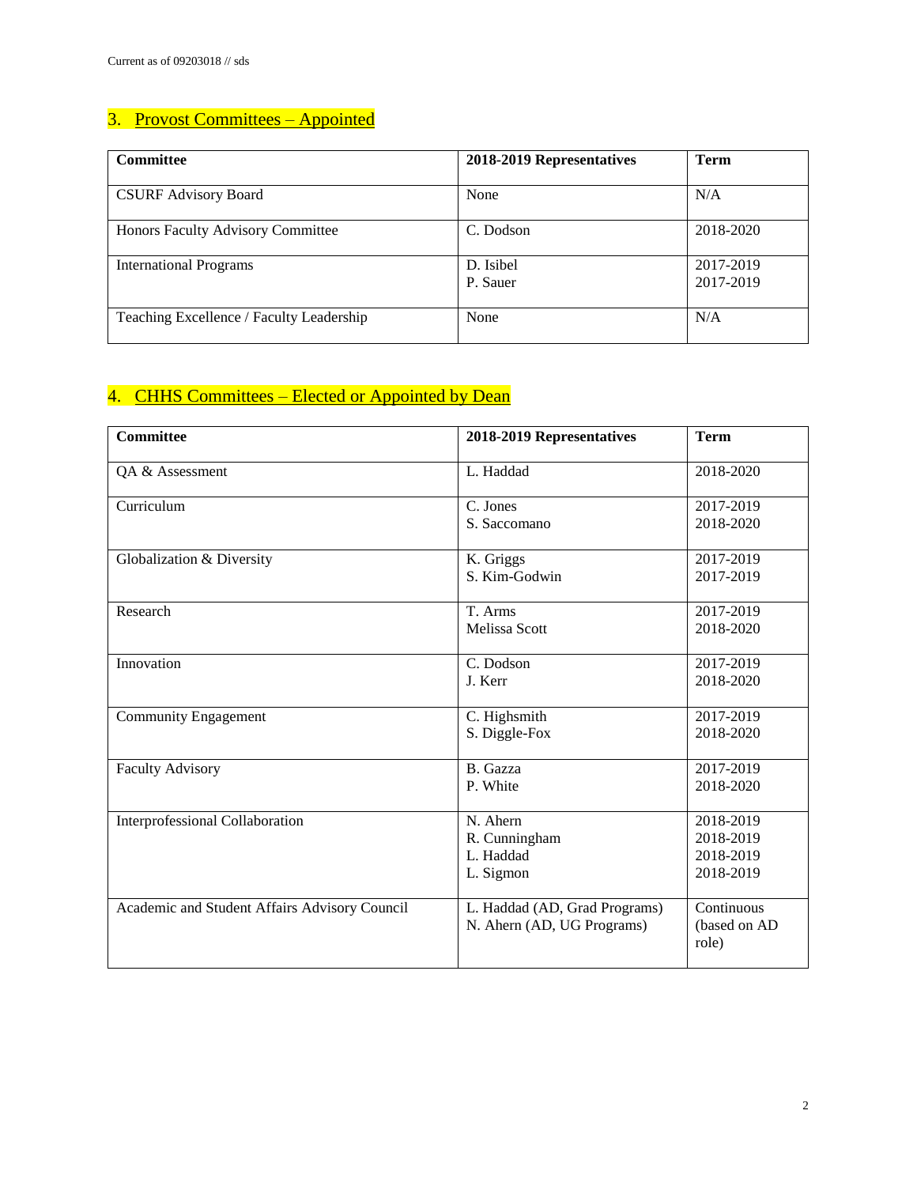Current as of 09203018 // sds

## 3. Provost Committees – Appointed

| Committee | 2018-2019 Representatives | Term |
|---|---|---|
| CSURF Advisory Board | None | N/A |
| Honors Faculty Advisory Committee | C. Dodson | 2018-2020 |
| International Programs | D. Isibel<br>P. Sauer | 2017-2019<br>2017-2019 |
| Teaching Excellence / Faculty Leadership | None | N/A |

## 4. CHHS Committees – Elected or Appointed by Dean

| Committee | 2018-2019 Representatives | Term |
|---|---|---|
| QA & Assessment | L. Haddad | 2018-2020 |
| Curriculum | C. Jones<br>S. Saccomano | 2017-2019<br>2018-2020 |
| Globalization & Diversity | K. Griggs<br>S. Kim-Godwin | 2017-2019<br>2017-2019 |
| Research | T. Arms<br>Melissa Scott | 2017-2019<br>2018-2020 |
| Innovation | C. Dodson<br>J. Kerr | 2017-2019<br>2018-2020 |
| Community Engagement | C. Highsmith<br>S. Diggle-Fox | 2017-2019<br>2018-2020 |
| Faculty Advisory | B. Gazza<br>P. White | 2017-2019<br>2018-2020 |
| Interprofessional Collaboration | N. Ahern<br>R. Cunningham<br>L. Haddad<br>L. Sigmon | 2018-2019<br>2018-2019<br>2018-2019<br>2018-2019 |
| Academic and Student Affairs Advisory Council | L. Haddad (AD, Grad Programs)<br>N. Ahern (AD, UG Programs) | Continuous (based on AD role) |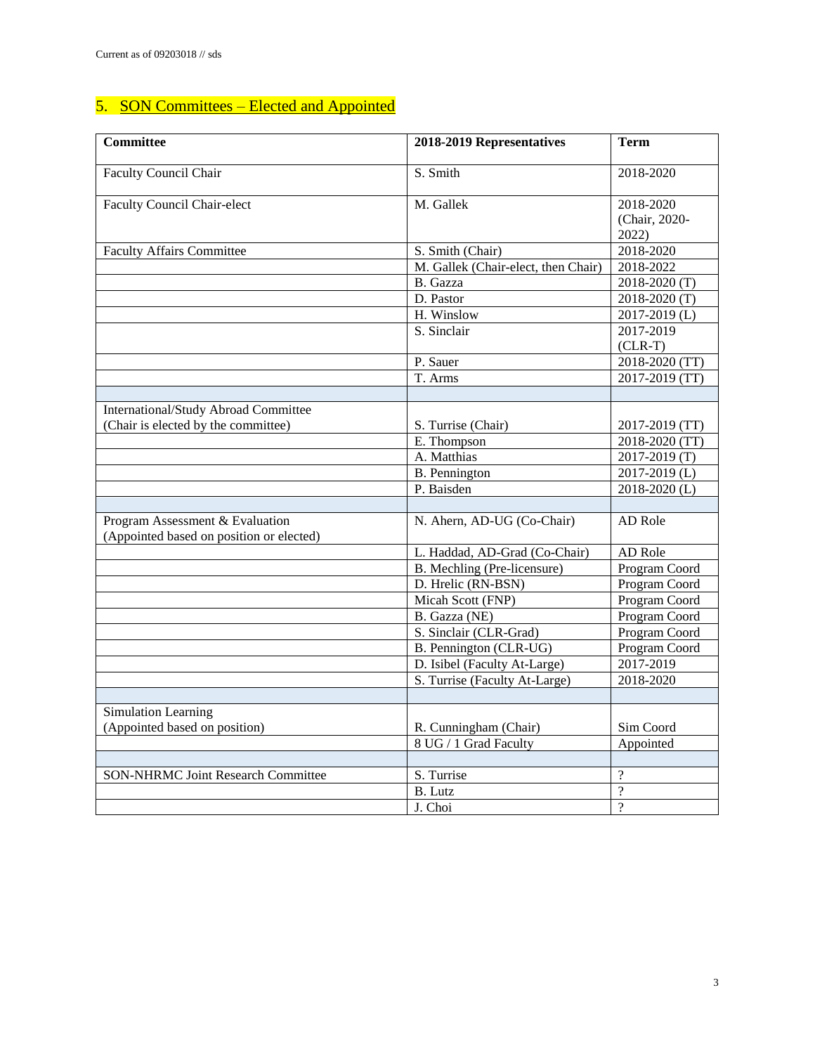Current as of 09203018 // sds

## 5. SON Committees – Elected and Appointed

| Committee | 2018-2019 Representatives | Term |
|---|---|---|
| Faculty Council Chair | S. Smith | 2018-2020 |
| Faculty Council Chair-elect | M. Gallek | 2018-2020 (Chair, 2020-2022) |
| Faculty Affairs Committee | S. Smith (Chair) | 2018-2020 |
| | M. Gallek (Chair-elect, then Chair) | 2018-2022 |
| | B. Gazza | 2018-2020 (T) |
| | D. Pastor | 2018-2020 (T) |
| | H. Winslow | 2017-2019 (L) |
| | S. Sinclair | 2017-2019 (CLR-T) |
| | P. Sauer | 2018-2020 (TT) |
| | T. Arms | 2017-2019 (TT) |
| | | |
| International/Study Abroad Committee (Chair is elected by the committee) | S. Turrise (Chair) | 2017-2019 (TT) |
| | E. Thompson | 2018-2020 (TT) |
| | A. Matthias | 2017-2019 (T) |
| | B. Pennington | 2017-2019 (L) |
| | P. Baisden | 2018-2020 (L) |
| | | |
| Program Assessment & Evaluation (Appointed based on position or elected) | N. Ahern, AD-UG (Co-Chair) | AD Role |
| | L. Haddad, AD-Grad (Co-Chair) | AD Role |
| | B. Mechling (Pre-licensure) | Program Coord |
| | D. Hrelic (RN-BSN) | Program Coord |
| | Micah Scott (FNP) | Program Coord |
| | B. Gazza (NE) | Program Coord |
| | S. Sinclair (CLR-Grad) | Program Coord |
| | B. Pennington (CLR-UG) | Program Coord |
| | D. Isibel (Faculty At-Large) | 2017-2019 |
| | S. Turrise (Faculty At-Large) | 2018-2020 |
| | | |
| Simulation Learning (Appointed based on position) | R. Cunningham (Chair) | Sim Coord |
| | 8 UG / 1 Grad Faculty | Appointed |
| | | |
| SON-NHRMC Joint Research Committee | S. Turrise | ? |
| | B. Lutz | ? |
| | J. Choi | ? |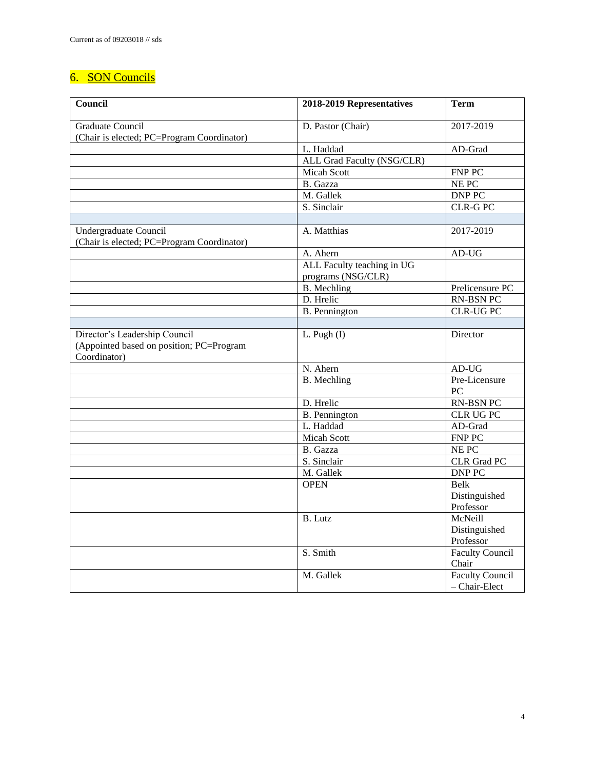Current as of 09203018 // sds

## 6. SON Councils

| Council | 2018-2019 Representatives | Term |
|---|---|---|
| Graduate Council (Chair is elected; PC=Program Coordinator) | D. Pastor (Chair) | 2017-2019 |
| | L. Haddad | AD-Grad |
| | ALL Grad Faculty (NSG/CLR) | |
| | Micah Scott | FNP PC |
| | B. Gazza | NE PC |
| | M. Gallek | DNP PC |
| | S. Sinclair | CLR-G PC |
| | | |
| Undergraduate Council (Chair is elected; PC=Program Coordinator) | A. Matthias | 2017-2019 |
| | A. Ahern | AD-UG |
| | ALL Faculty teaching in UG programs (NSG/CLR) | |
| | B. Mechling | Prelicensure PC |
| | D. Hrelic | RN-BSN PC |
| | B. Pennington | CLR-UG PC |
| | | |
| Director's Leadership Council (Appointed based on position; PC=Program Coordinator) | L. Pugh (I) | Director |
| | N. Ahern | AD-UG |
| | B. Mechling | Pre-Licensure PC |
| | D. Hrelic | RN-BSN PC |
| | B. Pennington | CLR UG PC |
| | L. Haddad | AD-Grad |
| | Micah Scott | FNP PC |
| | B. Gazza | NE PC |
| | S. Sinclair | CLR Grad PC |
| | M. Gallek | DNP PC |
| | OPEN | Belk Distinguished Professor |
| | B. Lutz | McNeill Distinguished Professor |
| | S. Smith | Faculty Council Chair |
| | M. Gallek | Faculty Council – Chair-Elect |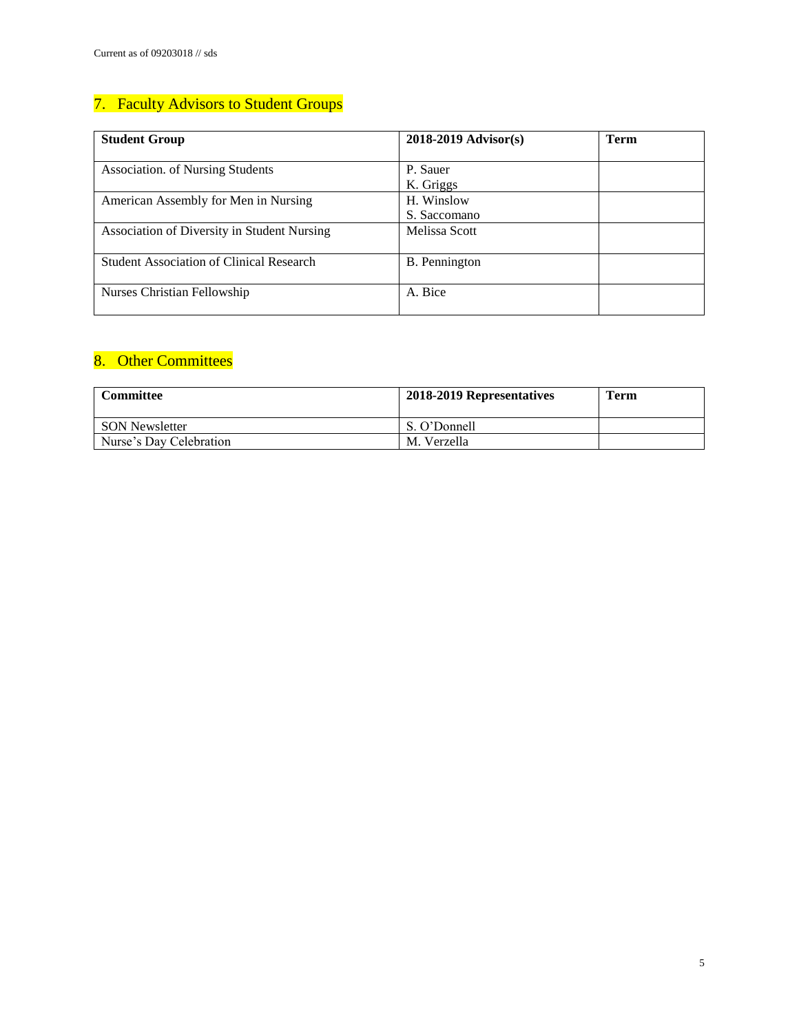## 7. Faculty Advisors to Student Groups

| Student Group | 2018-2019 Advisor(s) | Term |
|---|---|---|
| Association. of Nursing Students | P. Sauer<br>K. Griggs | |
| American Assembly for Men in Nursing | H. Winslow<br>S. Saccomano | |
| Association of Diversity in Student Nursing | Melissa Scott | |
| Student Association of Clinical Research | B. Pennington | |
| Nurses Christian Fellowship | A. Bice | |

## 8. Other Committees

| Committee | 2018-2019 Representatives | Term |
|---|---|---|
| SON Newsletter | S. O'Donnell | |
| Nurse's Day Celebration | M. Verzella | |